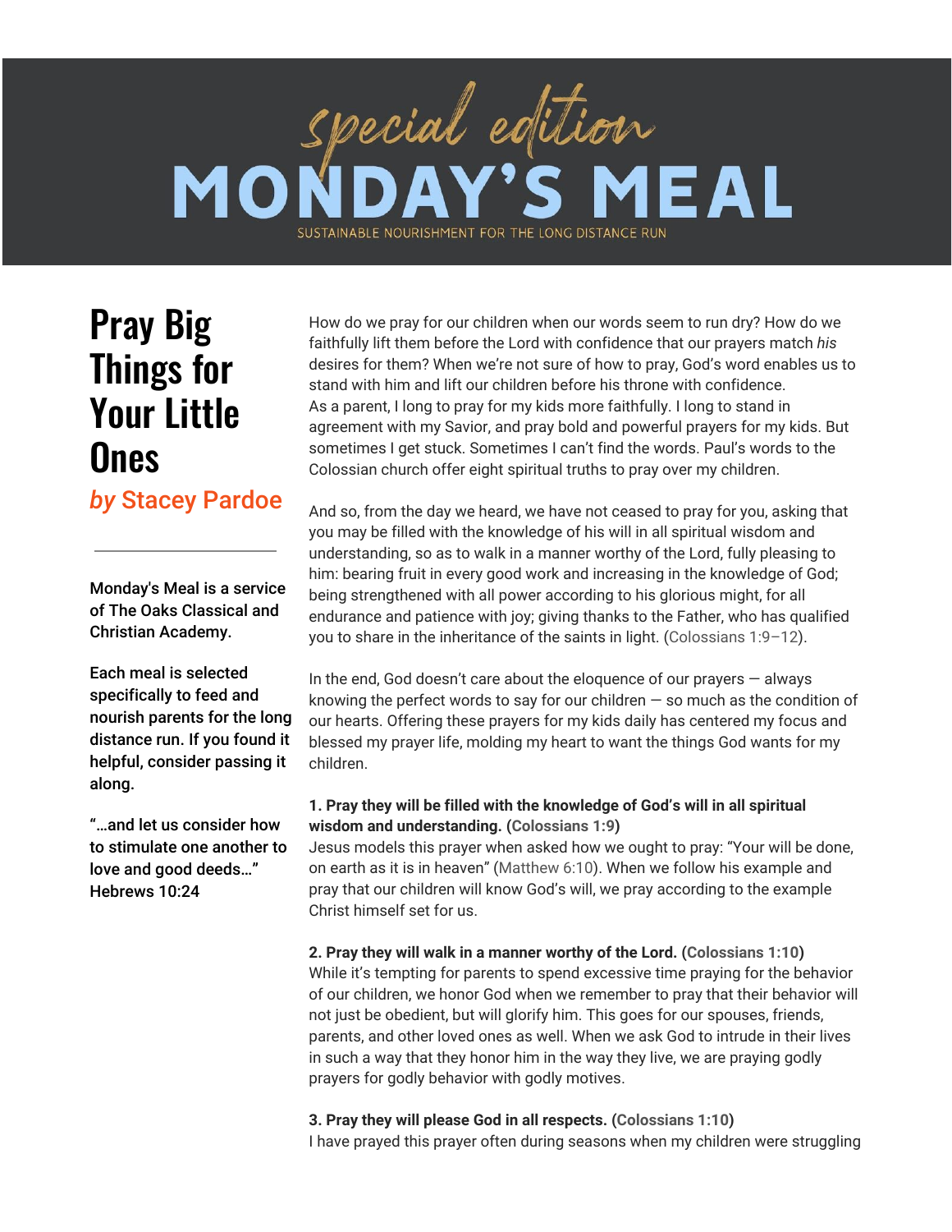*special edition*

# MONDAY'S MEAL

SUSTAINABLE NOURISHMENT FOR THE LONG DISTANCE RUN

## Pray Big Things for Your Little Ones

***by* Stacey Pardoe**

Monday's Meal is a service of The Oaks Classical and Christian Academy.

Each meal is selected specifically to feed and nourish parents for the long distance run. If you found it helpful, consider passing it along.

"…and let us consider how to stimulate one another to love and good deeds…" Hebrews 10:24

How do we pray for our children when our words seem to run dry? How do we faithfully lift them before the Lord with confidence that our prayers match *his* desires for them? When we're not sure of how to pray, God's word enables us to stand with him and lift our children before his throne with confidence.
As a parent, I long to pray for my kids more faithfully. I long to stand in agreement with my Savior, and pray bold and powerful prayers for my kids. But sometimes I get stuck. Sometimes I can't find the words. Paul's words to the Colossian church offer eight spiritual truths to pray over my children.

And so, from the day we heard, we have not ceased to pray for you, asking that you may be filled with the knowledge of his will in all spiritual wisdom and understanding, so as to walk in a manner worthy of the Lord, fully pleasing to him: bearing fruit in every good work and increasing in the knowledge of God; being strengthened with all power according to his glorious might, for all endurance and patience with joy; giving thanks to the Father, who has qualified you to share in the inheritance of the saints in light. (Colossians 1:9–12).

In the end, God doesn't care about the eloquence of our prayers — always knowing the perfect words to say for our children — so much as the condition of our hearts. Offering these prayers for my kids daily has centered my focus and blessed my prayer life, molding my heart to want the things God wants for my children.

**1. Pray they will be filled with the knowledge of God's will in all spiritual wisdom and understanding. (Colossians 1:9)**
Jesus models this prayer when asked how we ought to pray: "Your will be done, on earth as it is in heaven" (Matthew 6:10). When we follow his example and pray that our children will know God's will, we pray according to the example Christ himself set for us.

**2. Pray they will walk in a manner worthy of the Lord. (Colossians 1:10)**
While it's tempting for parents to spend excessive time praying for the behavior of our children, we honor God when we remember to pray that their behavior will not just be obedient, but will glorify him. This goes for our spouses, friends, parents, and other loved ones as well. When we ask God to intrude in their lives in such a way that they honor him in the way they live, we are praying godly prayers for godly behavior with godly motives.

**3. Pray they will please God in all respects. (Colossians 1:10)**
I have prayed this prayer often during seasons when my children were struggling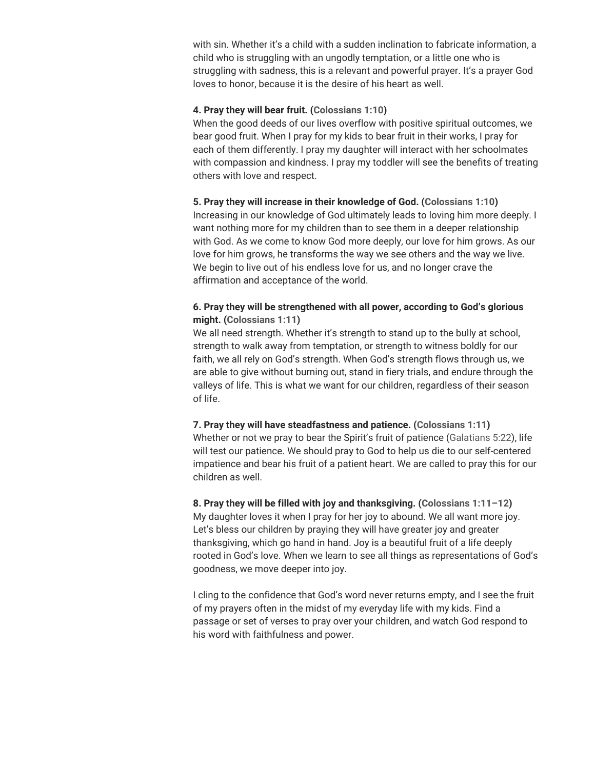with sin. Whether it's a child with a sudden inclination to fabricate information, a child who is struggling with an ungodly temptation, or a little one who is struggling with sadness, this is a relevant and powerful prayer. It's a prayer God loves to honor, because it is the desire of his heart as well.

**4. Pray they will bear fruit. (Colossians 1:10)**
When the good deeds of our lives overflow with positive spiritual outcomes, we bear good fruit. When I pray for my kids to bear fruit in their works, I pray for each of them differently. I pray my daughter will interact with her schoolmates with compassion and kindness. I pray my toddler will see the benefits of treating others with love and respect.

**5. Pray they will increase in their knowledge of God. (Colossians 1:10)**
Increasing in our knowledge of God ultimately leads to loving him more deeply. I want nothing more for my children than to see them in a deeper relationship with God. As we come to know God more deeply, our love for him grows. As our love for him grows, he transforms the way we see others and the way we live. We begin to live out of his endless love for us, and no longer crave the affirmation and acceptance of the world.

**6. Pray they will be strengthened with all power, according to God's glorious might. (Colossians 1:11)**
We all need strength. Whether it's strength to stand up to the bully at school, strength to walk away from temptation, or strength to witness boldly for our faith, we all rely on God's strength. When God's strength flows through us, we are able to give without burning out, stand in fiery trials, and endure through the valleys of life. This is what we want for our children, regardless of their season of life.

**7. Pray they will have steadfastness and patience. (Colossians 1:11)**
Whether or not we pray to bear the Spirit's fruit of patience (Galatians 5:22), life will test our patience. We should pray to God to help us die to our self-centered impatience and bear his fruit of a patient heart. We are called to pray this for our children as well.

**8. Pray they will be filled with joy and thanksgiving. (Colossians 1:11–12)**
My daughter loves it when I pray for her joy to abound. We all want more joy. Let's bless our children by praying they will have greater joy and greater thanksgiving, which go hand in hand. Joy is a beautiful fruit of a life deeply rooted in God's love. When we learn to see all things as representations of God's goodness, we move deeper into joy.

I cling to the confidence that God's word never returns empty, and I see the fruit of my prayers often in the midst of my everyday life with my kids. Find a passage or set of verses to pray over your children, and watch God respond to his word with faithfulness and power.